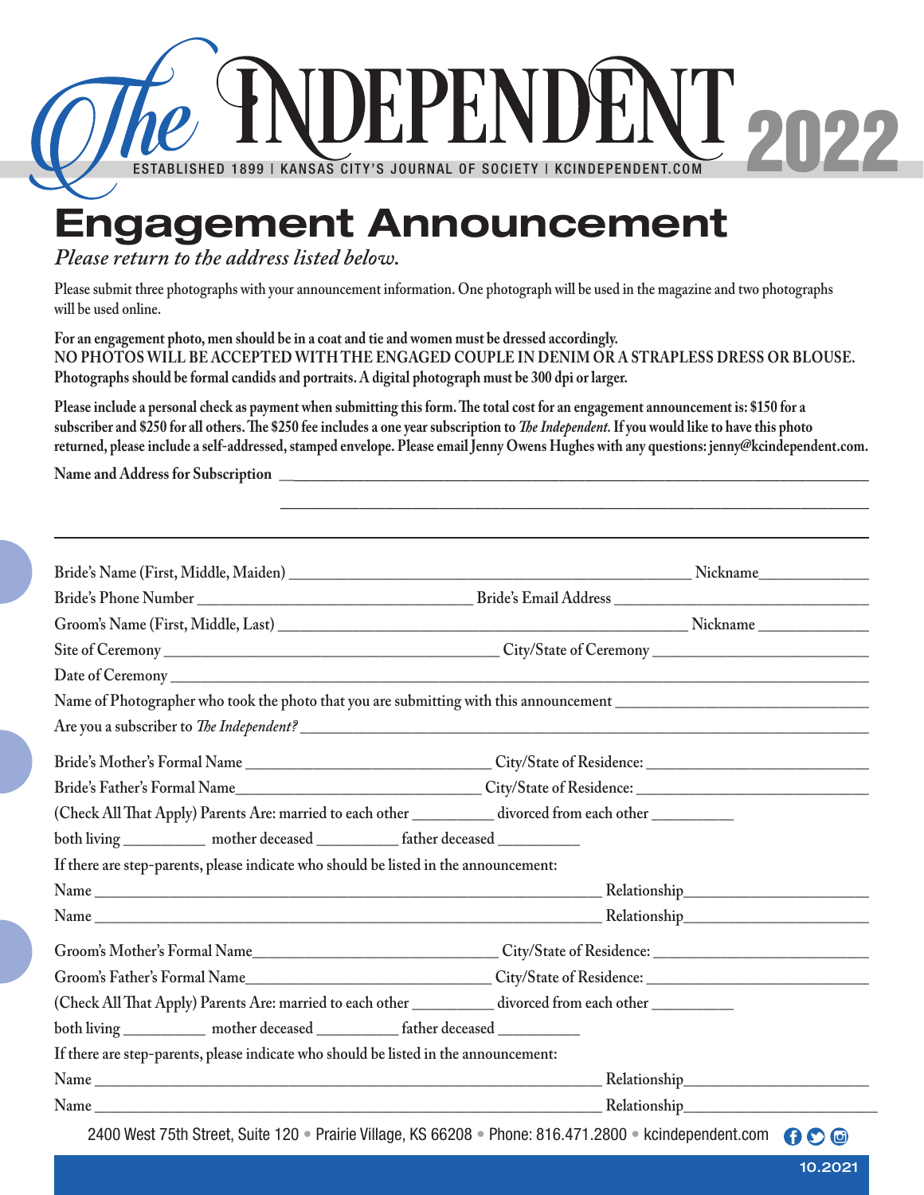# The INDEPENDENT 2022

ESTABLISHED 1899 | KANSAS CITY'S JOURNAL OF SOCIETY | KCINDEPENDENT.COM

# Engagement Announcement

*Please return to the address listed below.*

Please submit three photographs with your announcement information. One photograph will be used in the magazine and two photographs will be used online.

**For an engagement photo, men should be in a coat and tie and women must be dressed accordingly.**
**NO PHOTOS WILL BE ACCEPTED WITH THE ENGAGED COUPLE IN DENIM OR A STRAPLESS DRESS OR BLOUSE.**
**Photographs should be formal candids and portraits. A digital photograph must be 300 dpi or larger.**

**Please include a personal check as payment when submitting this form. The total cost for an engagement announcement is: $150 for a subscriber and $250 for all others. The $250 fee includes a one year subscription to *The Independent*. If you would like to have this photo returned, please include a self-addressed, stamped envelope. Please email Jenny Owens Hughes with any questions: jenny@kcindependent.com.**

**Name and Address for Subscription** ______________________________________________

______________________________________________

---

Bride's Name (First, Middle, Maiden) ______________________ Nickname ____________

Bride's Phone Number ______________________ Bride's Email Address ______________________

Groom's Name (First, Middle, Last) ______________________ Nickname ____________

Site of Ceremony ______________________ City/State of Ceremony ______________________

Date of Ceremony ______________________________________________

Name of Photographer who took the photo that you are submitting with this announcement ______________________

Are you a subscriber to *The Independent?* ______________________________________________

Bride's Mother's Formal Name ______________________ City/State of Residence: ______________________

Bride's Father's Formal Name ______________________ City/State of Residence: ______________________

(Check All That Apply) Parents Are: married to each other __________ divorced from each other __________

both living __________ mother deceased __________ father deceased __________

If there are step-parents, please indicate who should be listed in the announcement:

Name ______________________________________________ Relationship ______________________

Name ______________________________________________ Relationship ______________________

Groom's Mother's Formal Name ______________________ City/State of Residence: ______________________

Groom's Father's Formal Name ______________________ City/State of Residence: ______________________

(Check All That Apply) Parents Are: married to each other __________ divorced from each other __________

both living __________ mother deceased __________ father deceased __________

If there are step-parents, please indicate who should be listed in the announcement:

Name ______________________________________________ Relationship ______________________

Name ______________________________________________ Relationship ______________________

2400 West 75th Street, Suite 120 • Prairie Village, KS 66208 • Phone: 816.471.2800 • kcindependent.com

10.2021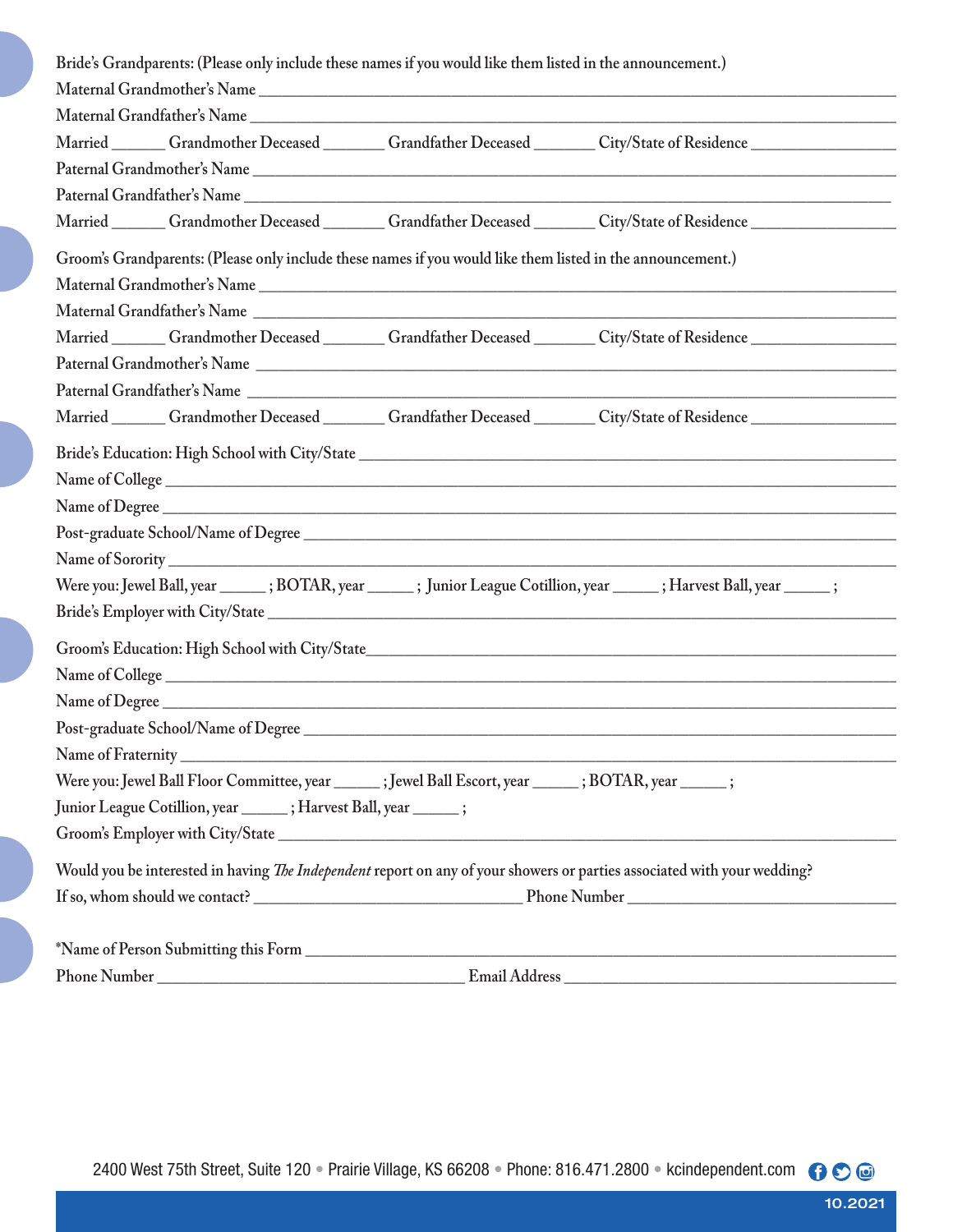Bride's Grandparents: (Please only include these names if you would like them listed in the announcement.)

Maternal Grandmother's Name ___________________________________________

Maternal Grandfather's Name ___________________________________________

Married ______ Grandmother Deceased _______ Grandfather Deceased _______ City/State of Residence ________________

Paternal Grandmother's Name ___________________________________________

Paternal Grandfather's Name ___________________________________________

Married ______ Grandmother Deceased _______ Grandfather Deceased _______ City/State of Residence ________________

Groom's Grandparents: (Please only include these names if you would like them listed in the announcement.)

Maternal Grandmother's Name ___________________________________________

Maternal Grandfather's Name ___________________________________________

Married ______ Grandmother Deceased _______ Grandfather Deceased _______ City/State of Residence ________________

Paternal Grandmother's Name ___________________________________________

Paternal Grandfather's Name ___________________________________________

Married ______ Grandmother Deceased _______ Grandfather Deceased _______ City/State of Residence ________________

Bride's Education: High School with City/State ___________________________________________

Name of College ___________________________________________

Name of Degree ___________________________________________

Post-graduate School/Name of Degree ___________________________________________

Name of Sorority ___________________________________________

Were you: Jewel Ball, year _____ ; BOTAR, year _____ ; Junior League Cotillion, year _____ ; Harvest Ball, year _____ ;

Bride's Employer with City/State ___________________________________________

Groom's Education: High School with City/State___________________________________________

Name of College ___________________________________________

Name of Degree ___________________________________________

Post-graduate School/Name of Degree ___________________________________________

Name of Fraternity ___________________________________________

Were you: Jewel Ball Floor Committee, year _____ ; Jewel Ball Escort, year _____ ; BOTAR, year _____ ;

Junior League Cotillion, year _____ ; Harvest Ball, year _____ ;

Groom's Employer with City/State ___________________________________________

Would you be interested in having *The Independent* report on any of your showers or parties associated with your wedding?

If so, whom should we contact? ______________________________ Phone Number ______________________________

*Name of Person Submitting this Form ___________________________________________

Phone Number ______________________________ Email Address ______________________________

2400 West 75th Street, Suite 120 • Prairie Village, KS 66208 • Phone: 816.471.2800 • kcindependent.com

10.2021